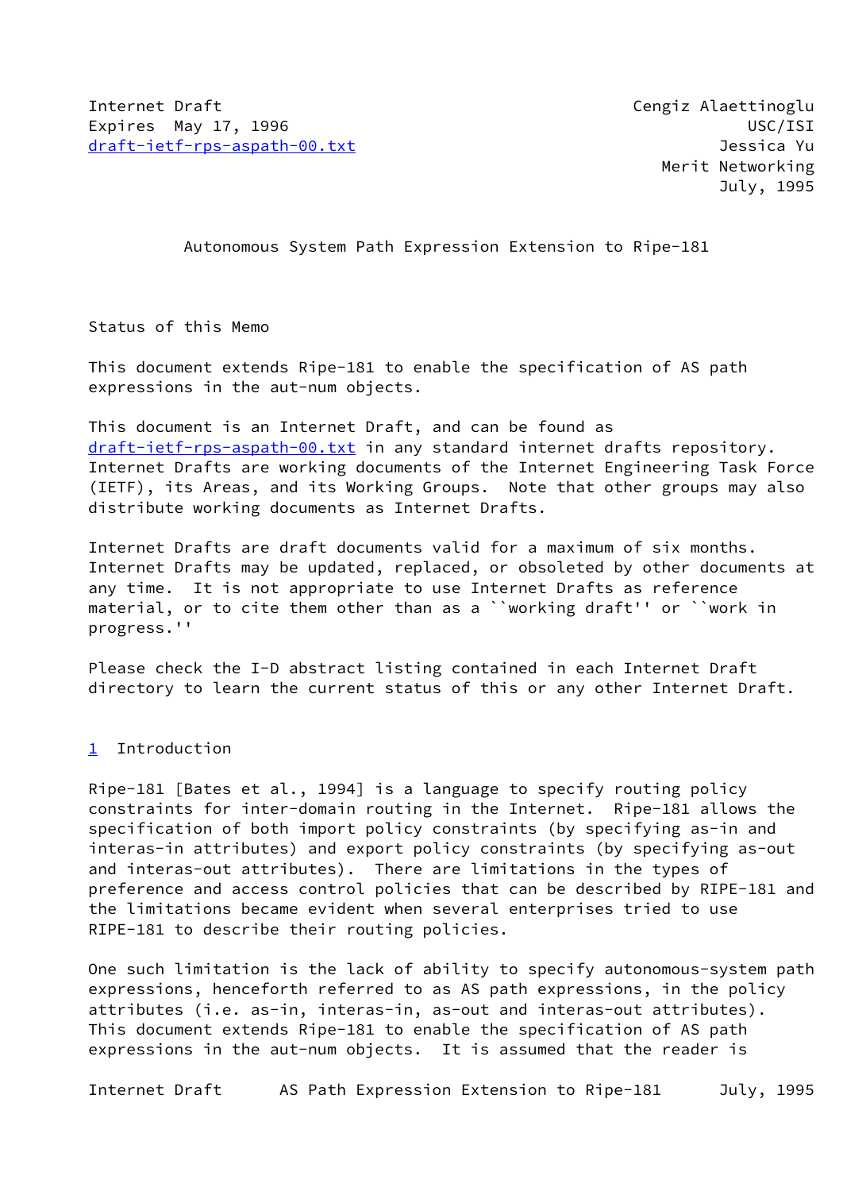Internet Draft
Expires May 17, 1996
draft-ietf-rps-aspath-00.txt

Cengiz Alaettinoglu
USC/ISI
Jessica Yu
Merit Networking
July, 1995

# Autonomous System Path Expression Extension to Ripe-181

## Status of this Memo

This document extends Ripe-181 to enable the specification of AS path expressions in the aut-num objects.

This document is an Internet Draft, and can be found as draft-ietf-rps-aspath-00.txt in any standard internet drafts repository. Internet Drafts are working documents of the Internet Engineering Task Force (IETF), its Areas, and its Working Groups. Note that other groups may also distribute working documents as Internet Drafts.

Internet Drafts are draft documents valid for a maximum of six months. Internet Drafts may be updated, replaced, or obsoleted by other documents at any time. It is not appropriate to use Internet Drafts as reference material, or to cite them other than as a ``working draft'' or ``work in progress.''

Please check the I-D abstract listing contained in each Internet Draft directory to learn the current status of this or any other Internet Draft.

## 1 Introduction

Ripe-181 [Bates et al., 1994] is a language to specify routing policy constraints for inter-domain routing in the Internet. Ripe-181 allows the specification of both import policy constraints (by specifying as-in and interas-in attributes) and export policy constraints (by specifying as-out and interas-out attributes). There are limitations in the types of preference and access control policies that can be described by RIPE-181 and the limitations became evident when several enterprises tried to use RIPE-181 to describe their routing policies.

One such limitation is the lack of ability to specify autonomous-system path expressions, henceforth referred to as AS path expressions, in the policy attributes (i.e. as-in, interas-in, as-out and interas-out attributes). This document extends Ripe-181 to enable the specification of AS path expressions in the aut-num objects. It is assumed that the reader is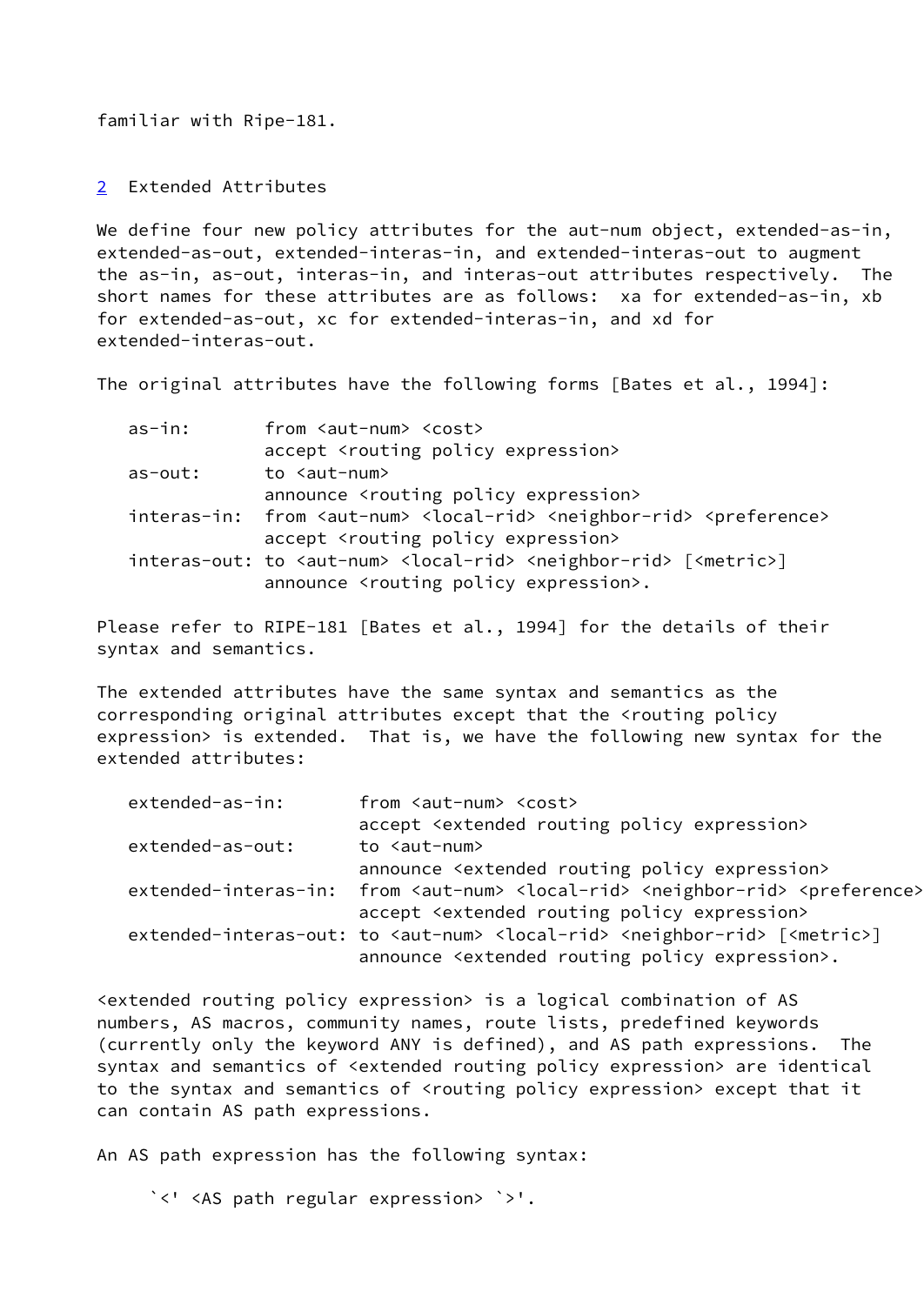familiar with Ripe-181.

## 2 Extended Attributes

We define four new policy attributes for the aut-num object, extended-as-in, extended-as-out, extended-interas-in, and extended-interas-out to augment the as-in, as-out, interas-in, and interas-out attributes respectively. The short names for these attributes are as follows: xa for extended-as-in, xb for extended-as-out, xc for extended-interas-in, and xd for extended-interas-out.

The original attributes have the following forms [Bates et al., 1994]:

```
   as-in:       from <aut-num> <cost>
                accept <routing policy expression>
   as-out:      to <aut-num>
                announce <routing policy expression>
   interas-in:  from <aut-num> <local-rid> <neighbor-rid> <preference>
                accept <routing policy expression>
   interas-out: to <aut-num> <local-rid> <neighbor-rid> [<metric>]
                announce <routing policy expression>.
```

Please refer to RIPE-181 [Bates et al., 1994] for the details of their syntax and semantics.

The extended attributes have the same syntax and semantics as the corresponding original attributes except that the <routing policy expression> is extended. That is, we have the following new syntax for the extended attributes:

```
   extended-as-in:       from <aut-num> <cost>
                         accept <extended routing policy expression>
   extended-as-out:      to <aut-num>
                         announce <extended routing policy expression>
   extended-interas-in:  from <aut-num> <local-rid> <neighbor-rid> <preference>
                         accept <extended routing policy expression>
   extended-interas-out: to <aut-num> <local-rid> <neighbor-rid> [<metric>]
                         announce <extended routing policy expression>.
```

<extended routing policy expression> is a logical combination of AS numbers, AS macros, community names, route lists, predefined keywords (currently only the keyword ANY is defined), and AS path expressions. The syntax and semantics of <extended routing policy expression> are identical to the syntax and semantics of <routing policy expression> except that it can contain AS path expressions.

An AS path expression has the following syntax:

```
     `<' <AS path regular expression> `>'.
```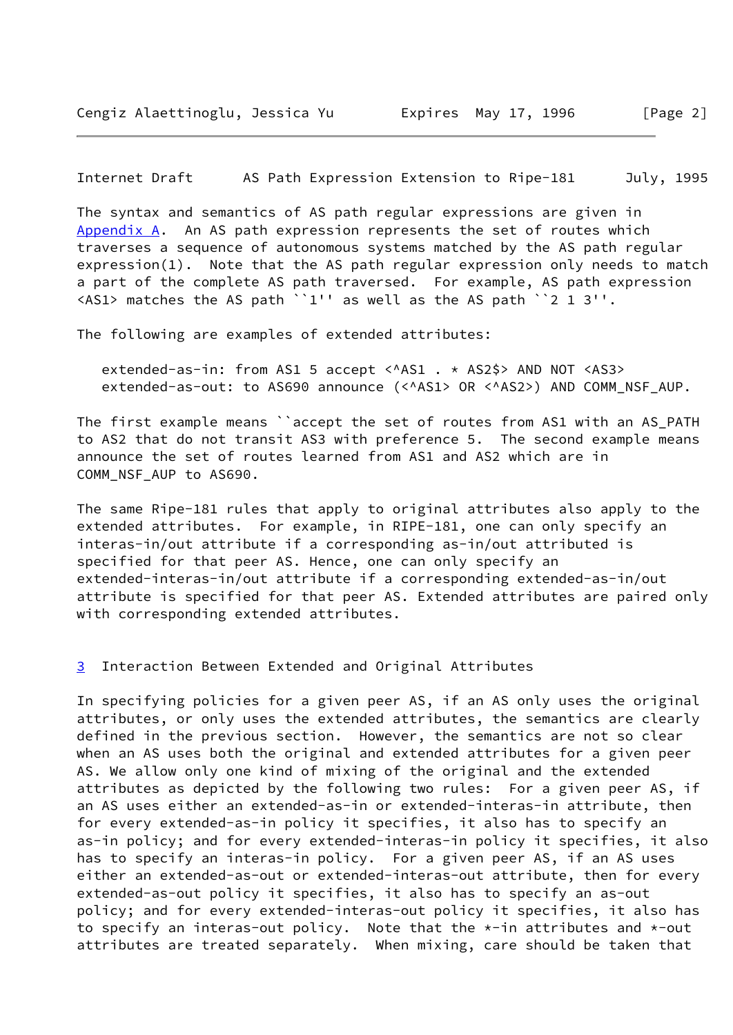The syntax and semantics of AS path regular expressions are given in Appendix A. An AS path expression represents the set of routes which traverses a sequence of autonomous systems matched by the AS path regular expression(1). Note that the AS path regular expression only needs to match a part of the complete AS path traversed. For example, AS path expression <AS1> matches the AS path ``1'' as well as the AS path ``2 1 3''.

The following are examples of extended attributes:

```
extended-as-in: from AS1 5 accept <^AS1 . * AS2$> AND NOT <AS3>
extended-as-out: to AS690 announce (<^AS1> OR <^AS2>) AND COMM_NSF_AUP.
```

The first example means ``accept the set of routes from AS1 with an AS_PATH to AS2 that do not transit AS3 with preference 5. The second example means announce the set of routes learned from AS1 and AS2 which are in COMM_NSF_AUP to AS690.

The same Ripe-181 rules that apply to original attributes also apply to the extended attributes. For example, in RIPE-181, one can only specify an interas-in/out attribute if a corresponding as-in/out attributed is specified for that peer AS. Hence, one can only specify an extended-interas-in/out attribute if a corresponding extended-as-in/out attribute is specified for that peer AS. Extended attributes are paired only with corresponding extended attributes.

## 3 Interaction Between Extended and Original Attributes

In specifying policies for a given peer AS, if an AS only uses the original attributes, or only uses the extended attributes, the semantics are clearly defined in the previous section. However, the semantics are not so clear when an AS uses both the original and extended attributes for a given peer AS. We allow only one kind of mixing of the original and the extended attributes as depicted by the following two rules: For a given peer AS, if an AS uses either an extended-as-in or extended-interas-in attribute, then for every extended-as-in policy it specifies, it also has to specify an as-in policy; and for every extended-interas-in policy it specifies, it also has to specify an interas-in policy. For a given peer AS, if an AS uses either an extended-as-out or extended-interas-out attribute, then for every extended-as-out policy it specifies, it also has to specify an as-out policy; and for every extended-interas-out policy it specifies, it also has to specify an interas-out policy. Note that the *-in attributes and *-out attributes are treated separately. When mixing, care should be taken that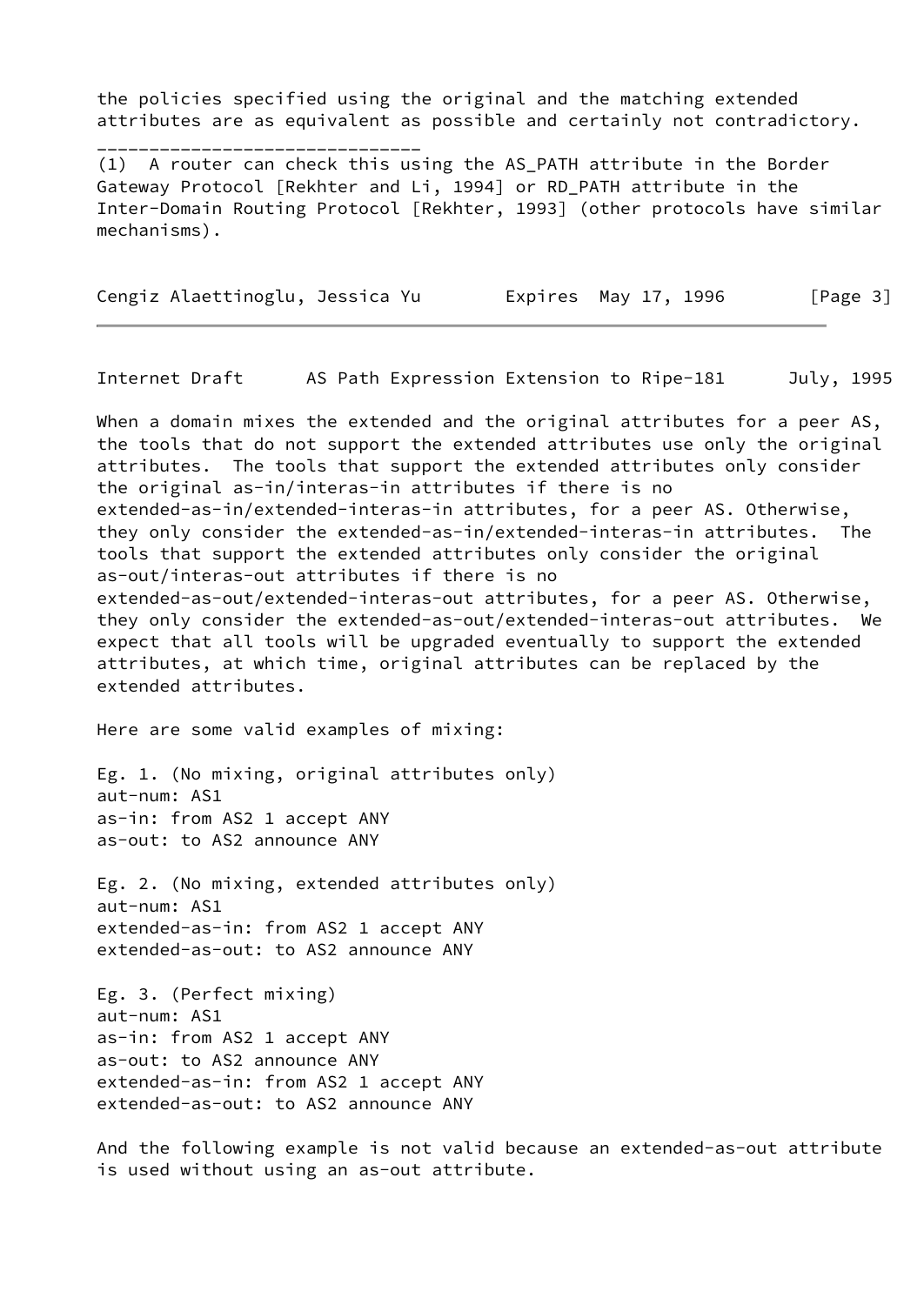the policies specified using the original and the matching extended attributes are as equivalent as possible and certainly not contradictory.

______________________________

(1) A router can check this using the AS_PATH attribute in the Border Gateway Protocol [Rekhter and Li, 1994] or RD_PATH attribute in the Inter-Domain Routing Protocol [Rekhter, 1993] (other protocols have similar mechanisms).

When a domain mixes the extended and the original attributes for a peer AS, the tools that do not support the extended attributes use only the original attributes. The tools that support the extended attributes only consider the original as-in/interas-in attributes if there is no extended-as-in/extended-interas-in attributes, for a peer AS. Otherwise, they only consider the extended-as-in/extended-interas-in attributes. The tools that support the extended attributes only consider the original as-out/interas-out attributes if there is no extended-as-out/extended-interas-out attributes, for a peer AS. Otherwise, they only consider the extended-as-out/extended-interas-out attributes. We expect that all tools will be upgraded eventually to support the extended attributes, at which time, original attributes can be replaced by the extended attributes.

Here are some valid examples of mixing:

Eg. 1. (No mixing, original attributes only)

```
aut-num: AS1
as-in: from AS2 1 accept ANY
as-out: to AS2 announce ANY
```

Eg. 2. (No mixing, extended attributes only)

```
aut-num: AS1
extended-as-in: from AS2 1 accept ANY
extended-as-out: to AS2 announce ANY
```

Eg. 3. (Perfect mixing)

```
aut-num: AS1
as-in: from AS2 1 accept ANY
as-out: to AS2 announce ANY
extended-as-in: from AS2 1 accept ANY
extended-as-out: to AS2 announce ANY
```

And the following example is not valid because an extended-as-out attribute is used without using an as-out attribute.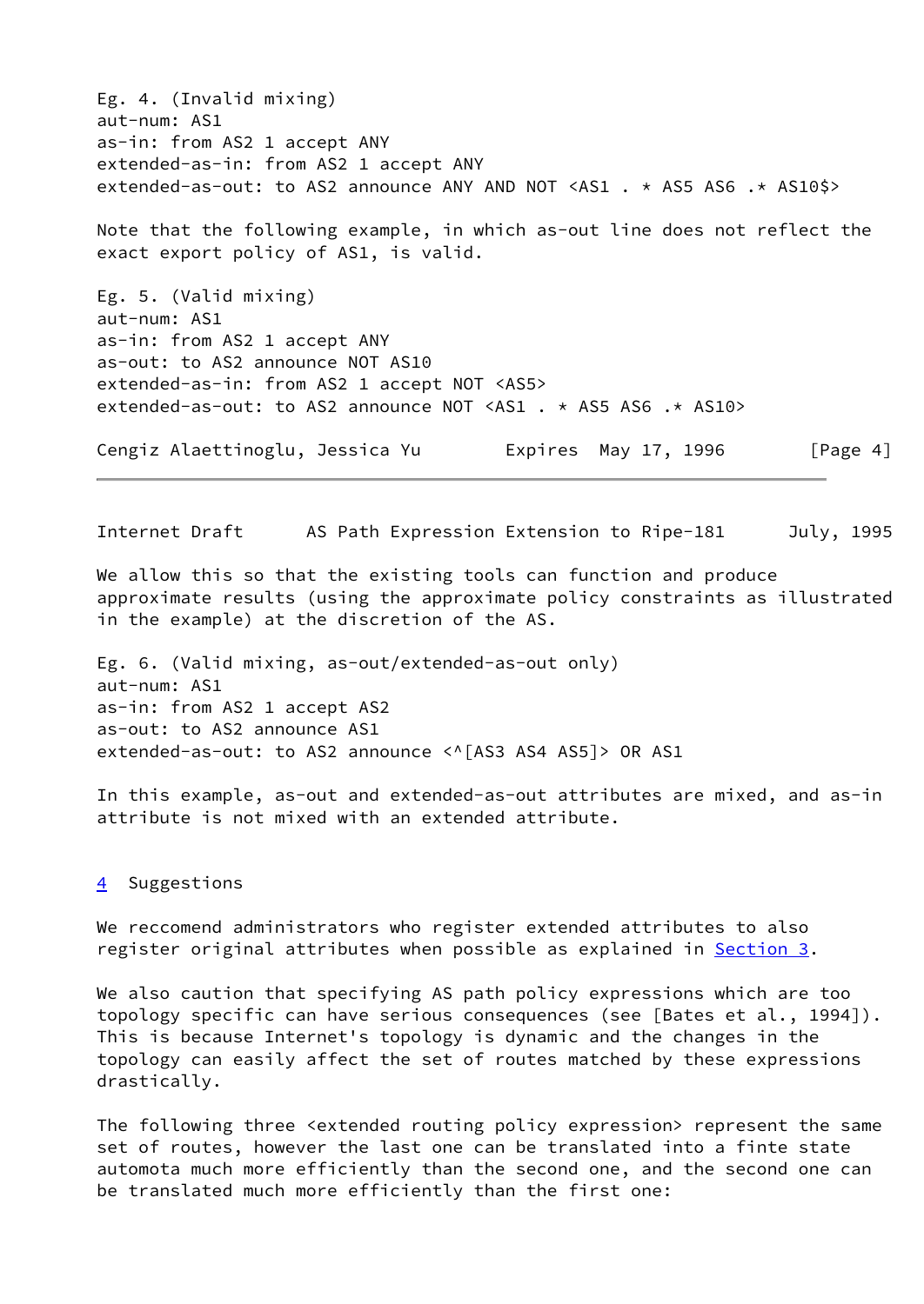```
Eg. 4. (Invalid mixing)
aut-num: AS1
as-in: from AS2 1 accept ANY
extended-as-in: from AS2 1 accept ANY
extended-as-out: to AS2 announce ANY AND NOT <AS1 . * AS5 AS6 .* AS10$>
```

Note that the following example, in which as-out line does not reflect the exact export policy of AS1, is valid.

```
Eg. 5. (Valid mixing)
aut-num: AS1
as-in: from AS2 1 accept ANY
as-out: to AS2 announce NOT AS10
extended-as-in: from AS2 1 accept NOT <AS5>
extended-as-out: to AS2 announce NOT <AS1 . * AS5 AS6 .* AS10>
```

We allow this so that the existing tools can function and produce approximate results (using the approximate policy constraints as illustrated in the example) at the discretion of the AS.

```
Eg. 6. (Valid mixing, as-out/extended-as-out only)
aut-num: AS1
as-in: from AS2 1 accept AS2
as-out: to AS2 announce AS1
extended-as-out: to AS2 announce <^[AS3 AS4 AS5]> OR AS1
```

In this example, as-out and extended-as-out attributes are mixed, and as-in attribute is not mixed with an extended attribute.

## 4 Suggestions

We reccomend administrators who register extended attributes to also register original attributes when possible as explained in Section 3.

We also caution that specifying AS path policy expressions which are too topology specific can have serious consequences (see [Bates et al., 1994]). This is because Internet's topology is dynamic and the changes in the topology can easily affect the set of routes matched by these expressions drastically.

The following three <extended routing policy expression> represent the same set of routes, however the last one can be translated into a finte state automota much more efficiently than the second one, and the second one can be translated much more efficiently than the first one: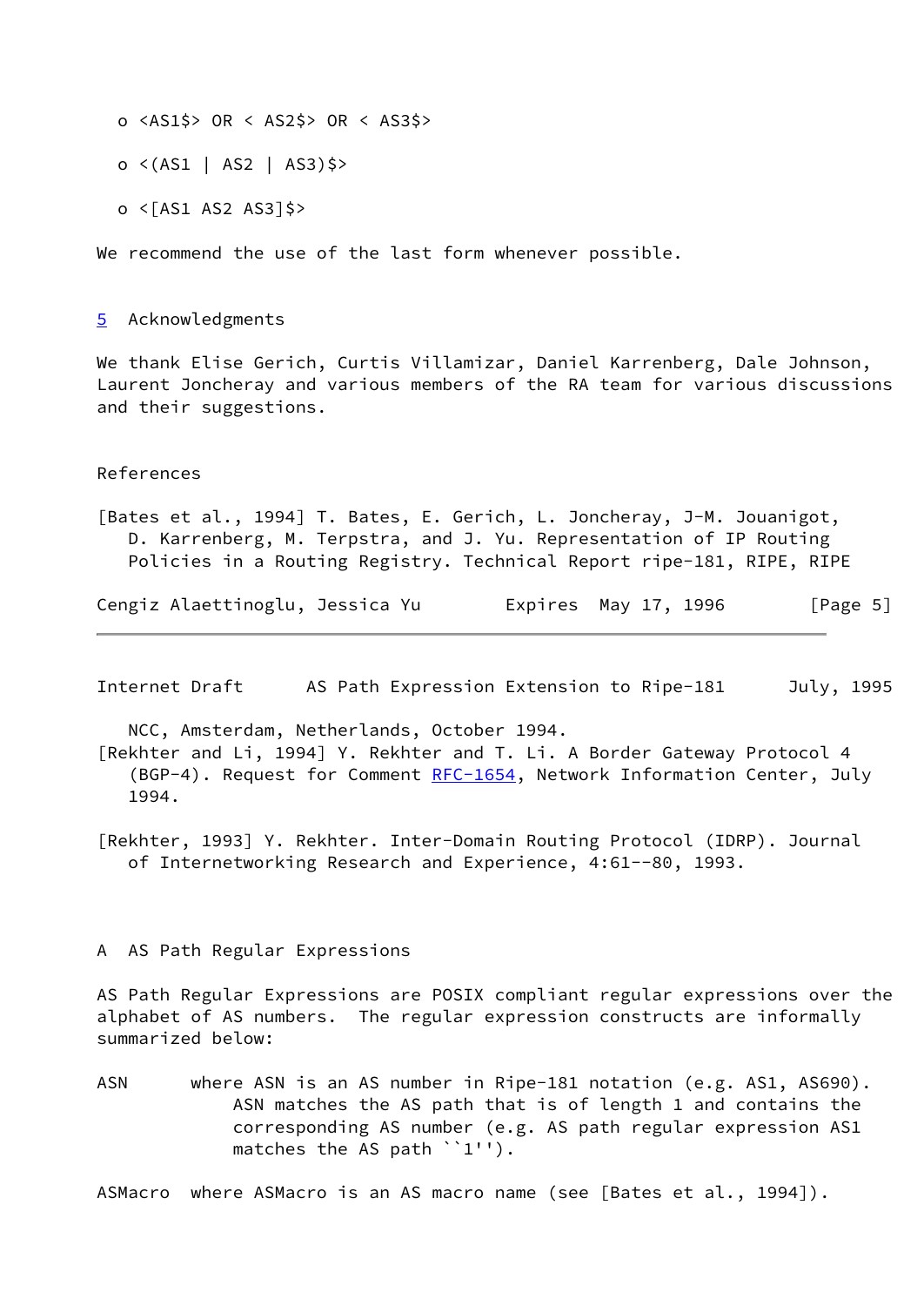o <AS1$> OR < AS2$> OR < AS3$>

o <(AS1 | AS2 | AS3)$>

o <[AS1 AS2 AS3]$>

We recommend the use of the last form whenever possible.

## 5 Acknowledgments

We thank Elise Gerich, Curtis Villamizar, Daniel Karrenberg, Dale Johnson, Laurent Joncheray and various members of the RA team for various discussions and their suggestions.

## References

[Bates et al., 1994] T. Bates, E. Gerich, L. Joncheray, J-M. Jouanigot, D. Karrenberg, M. Terpstra, and J. Yu. Representation of IP Routing Policies in a Routing Registry. Technical Report ripe-181, RIPE, RIPE NCC, Amsterdam, Netherlands, October 1994.

[Rekhter and Li, 1994] Y. Rekhter and T. Li. A Border Gateway Protocol 4 (BGP-4). Request for Comment RFC-1654, Network Information Center, July 1994.

[Rekhter, 1993] Y. Rekhter. Inter-Domain Routing Protocol (IDRP). Journal of Internetworking Research and Experience, 4:61--80, 1993.

## A AS Path Regular Expressions

AS Path Regular Expressions are POSIX compliant regular expressions over the alphabet of AS numbers. The regular expression constructs are informally summarized below:

ASN where ASN is an AS number in Ripe-181 notation (e.g. AS1, AS690). ASN matches the AS path that is of length 1 and contains the corresponding AS number (e.g. AS path regular expression AS1 matches the AS path ``1'').

ASMacro where ASMacro is an AS macro name (see [Bates et al., 1994]).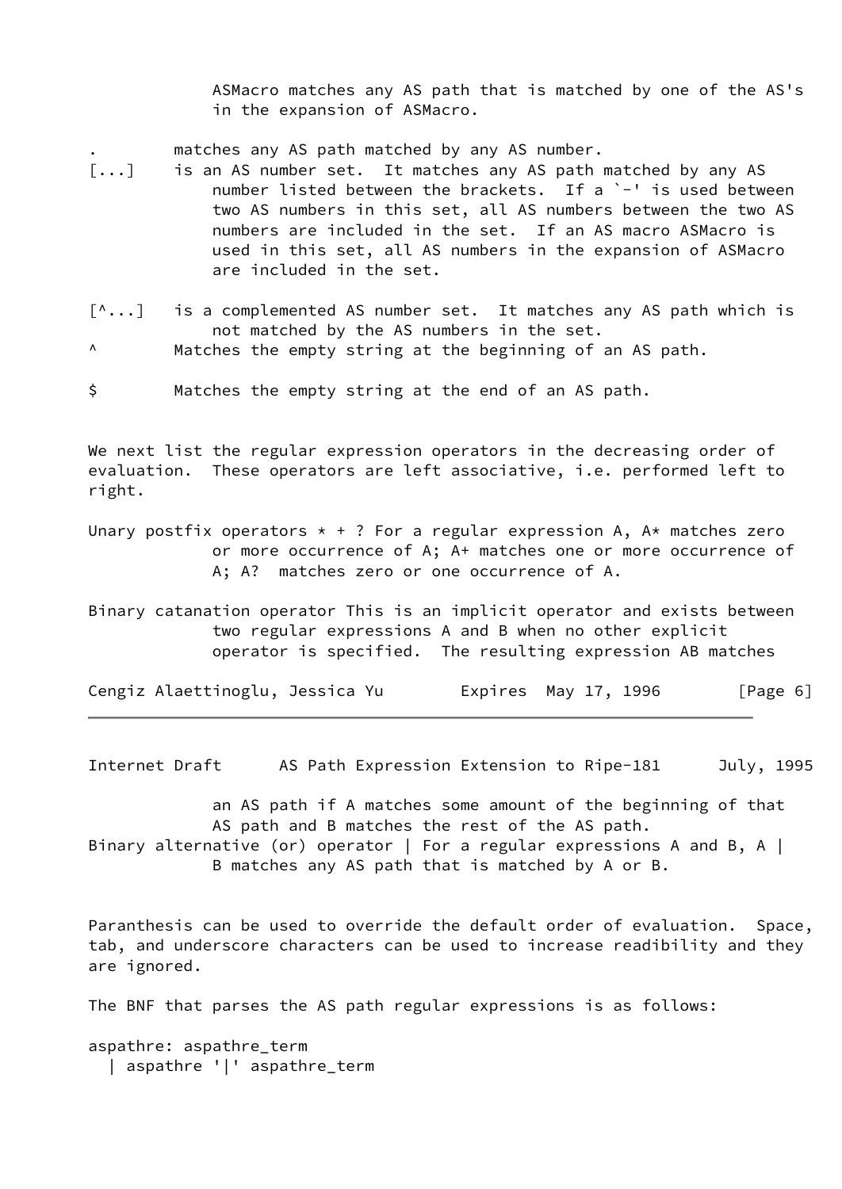ASMacro matches any AS path that is matched by one of the AS's in the expansion of ASMacro.

.         matches any AS path matched by any AS number.

[...]     is an AS number set. It matches any AS path matched by any AS number listed between the brackets. If a `-' is used between two AS numbers in this set, all AS numbers between the two AS numbers are included in the set. If an AS macro ASMacro is used in this set, all AS numbers in the expansion of ASMacro are included in the set.

[^...]    is a complemented AS number set. It matches any AS path which is not matched by the AS numbers in the set.

^         Matches the empty string at the beginning of an AS path.

$         Matches the empty string at the end of an AS path.

We next list the regular expression operators in the decreasing order of evaluation. These operators are left associative, i.e. performed left to right.

Unary postfix operators * + ? For a regular expression A, A* matches zero or more occurrence of A; A+ matches one or more occurrence of A; A? matches zero or one occurrence of A.

Binary catanation operator This is an implicit operator and exists between two regular expressions A and B when no other explicit operator is specified. The resulting expression AB matches an AS path if A matches some amount of the beginning of that AS path and B matches the rest of the AS path.

Binary alternative (or) operator | For a regular expressions A and B, A | B matches any AS path that is matched by A or B.

Paranthesis can be used to override the default order of evaluation. Space, tab, and underscore characters can be used to increase readibility and they are ignored.

The BNF that parses the AS path regular expressions is as follows:

```
aspathre: aspathre_term
  | aspathre '|' aspathre_term
```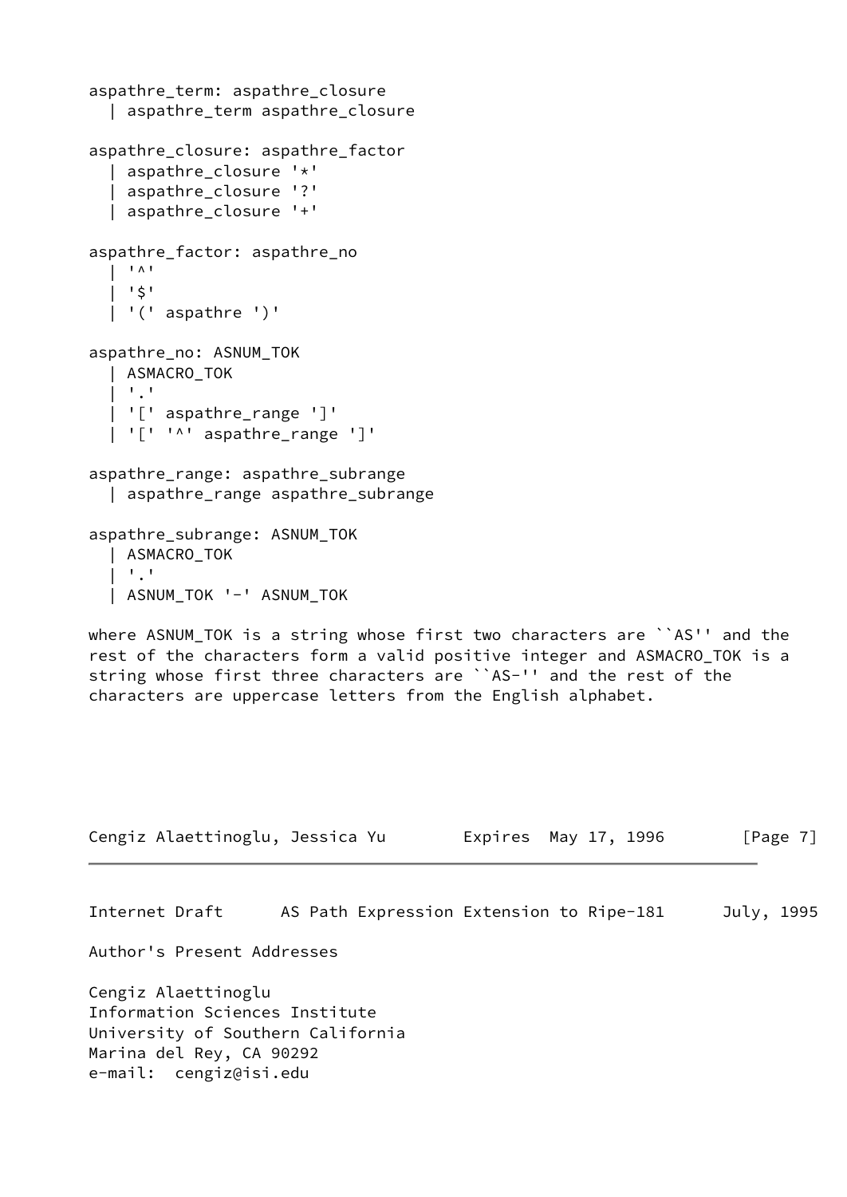```
aspathre_term: aspathre_closure
  | aspathre_term aspathre_closure

aspathre_closure: aspathre_factor
  | aspathre_closure '*'
  | aspathre_closure '?'
  | aspathre_closure '+'

aspathre_factor: aspathre_no
  | '^'
  | '$'
  | '(' aspathre ')'

aspathre_no: ASNUM_TOK
  | ASMACRO_TOK
  | '.'
  | '[' aspathre_range ']'
  | '[' '^' aspathre_range ']'

aspathre_range: aspathre_subrange
  | aspathre_range aspathre_subrange

aspathre_subrange: ASNUM_TOK
  | ASMACRO_TOK
  | '.'
  | ASNUM_TOK '-' ASNUM_TOK
```

where ASNUM_TOK is a string whose first two characters are ``AS'' and the rest of the characters form a valid positive integer and ASMACRO_TOK is a string whose first three characters are ``AS-'' and the rest of the characters are uppercase letters from the English alphabet.

Author's Present Addresses

Cengiz Alaettinoglu
Information Sciences Institute
University of Southern California
Marina del Rey, CA 90292
e-mail: cengiz@isi.edu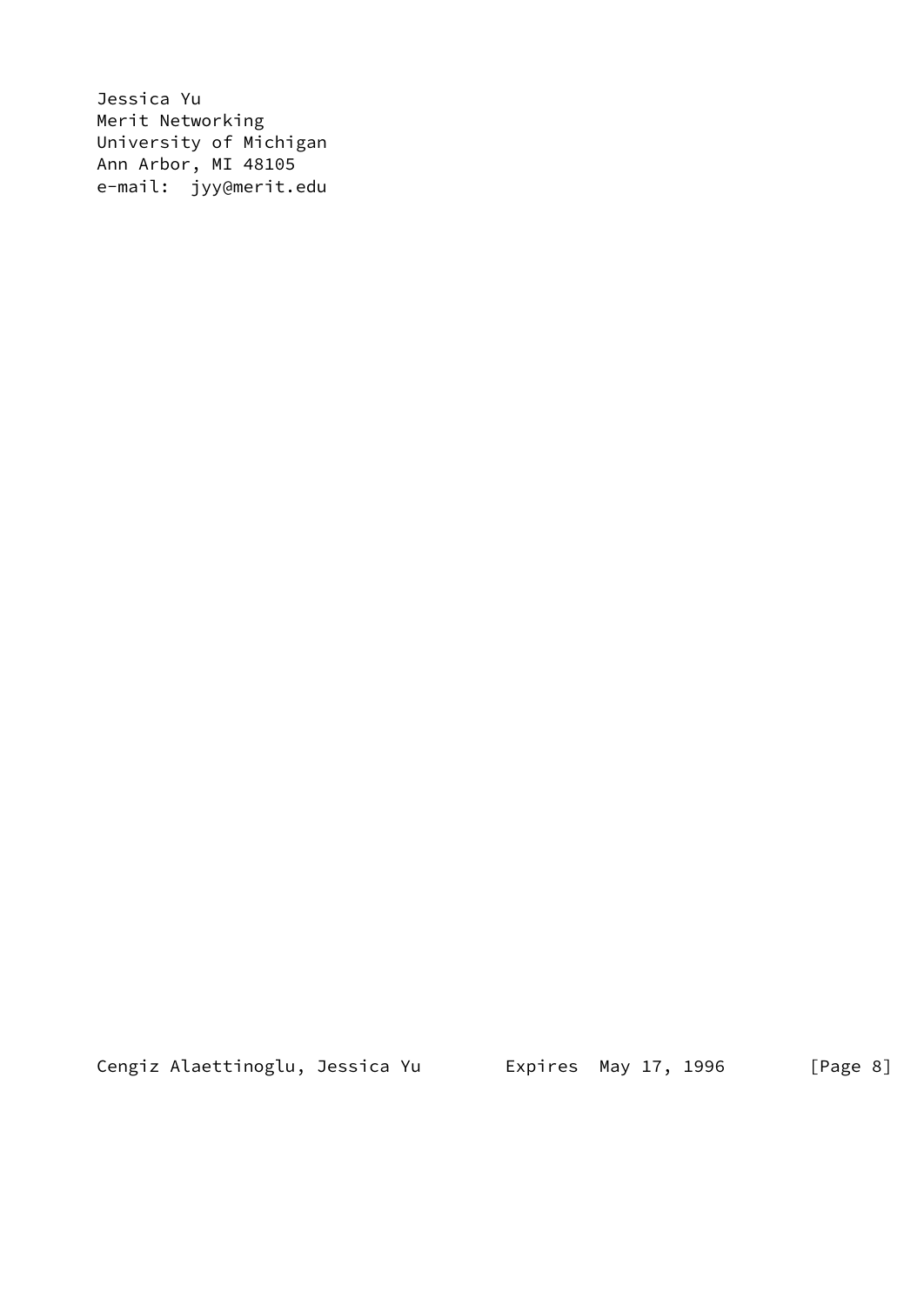Jessica Yu
Merit Networking
University of Michigan
Ann Arbor, MI 48105
e-mail: jyy@merit.edu